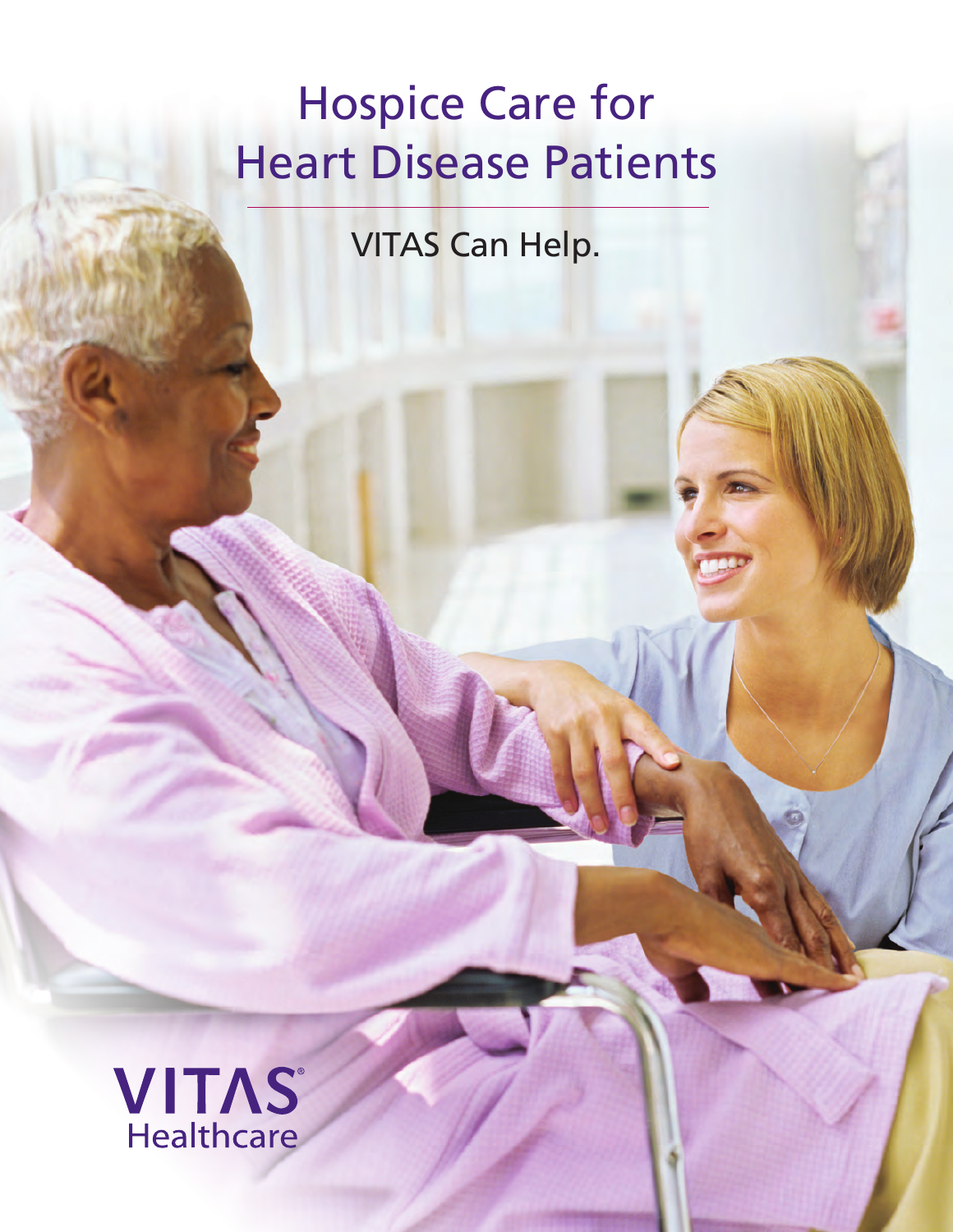# Hospice Care for Heart Disease Patients

VITAS Can Help.

VITAS® Healthcare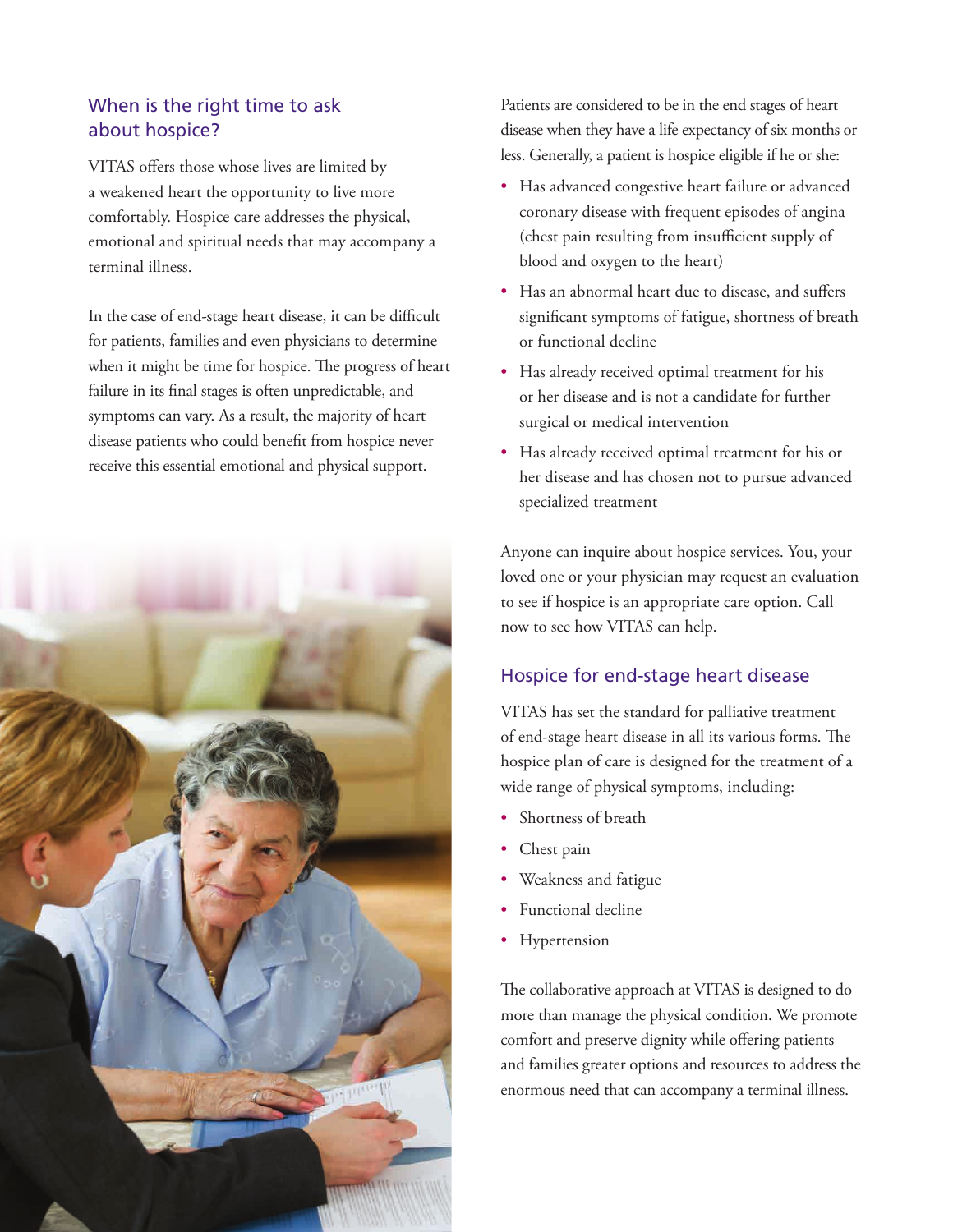## When is the right time to ask about hospice?

VITAS offers those whose lives are limited by a weakened heart the opportunity to live more comfortably. Hospice care addresses the physical, emotional and spiritual needs that may accompany a terminal illness.

In the case of end-stage heart disease, it can be difficult for patients, families and even physicians to determine when it might be time for hospice. The progress of heart failure in its final stages is often unpredictable, and symptoms can vary. As a result, the majority of heart disease patients who could benefit from hospice never receive this essential emotional and physical support.

Patients are considered to be in the end stages of heart disease when they have a life expectancy of six months or less. Generally, a patient is hospice eligible if he or she:

- Has advanced congestive heart failure or advanced coronary disease with frequent episodes of angina (chest pain resulting from insufficient supply of blood and oxygen to the heart)
- Has an abnormal heart due to disease, and suffers significant symptoms of fatigue, shortness of breath or functional decline
- Has already received optimal treatment for his or her disease and is not a candidate for further surgical or medical intervention
- Has already received optimal treatment for his or her disease and has chosen not to pursue advanced specialized treatment

Anyone can inquire about hospice services. You, your loved one or your physician may request an evaluation to see if hospice is an appropriate care option. Call now to see how VITAS can help.

## Hospice for end-stage heart disease

VITAS has set the standard for palliative treatment of end-stage heart disease in all its various forms. The hospice plan of care is designed for the treatment of a wide range of physical symptoms, including:

- Shortness of breath
- Chest pain
- Weakness and fatigue
- Functional decline
- Hypertension

The collaborative approach at VITAS is designed to do more than manage the physical condition. We promote comfort and preserve dignity while offering patients and families greater options and resources to address the enormous need that can accompany a terminal illness.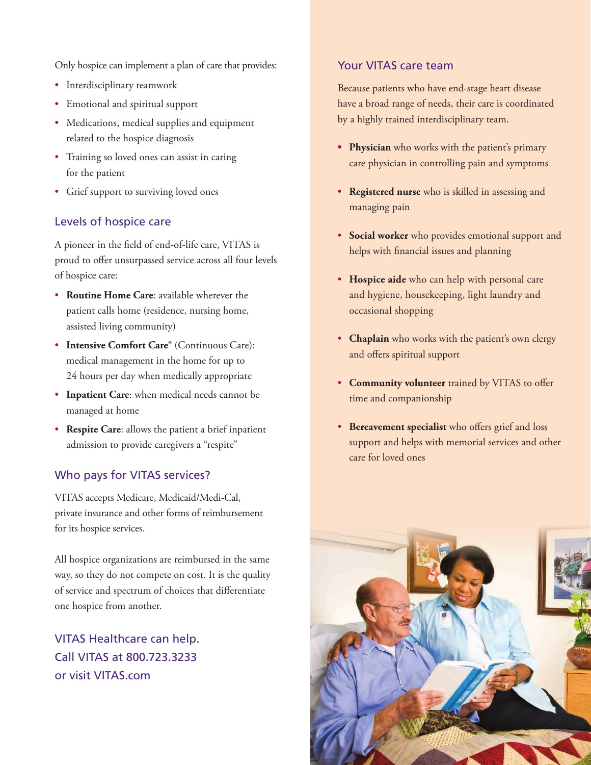Only hospice can implement a plan of care that provides:

- Interdisciplinary teamwork
- Emotional and spiritual support
- Medications, medical supplies and equipment related to the hospice diagnosis
- Training so loved ones can assist in caring for the patient
- Grief support to surviving loved ones

## Levels of hospice care

A pioneer in the field of end-of-life care, VITAS is proud to offer unsurpassed service across all four levels of hospice care:

- **Routine Home Care**: available wherever the patient calls home (residence, nursing home, assisted living community)
- **Intensive Comfort Care®** (Continuous Care): medical management in the home for up to 24 hours per day when medically appropriate
- **Inpatient Care**: when medical needs cannot be managed at home
- **Respite Care**: allows the patient a brief inpatient admission to provide caregivers a "respite"

## Who pays for VITAS services?

VITAS accepts Medicare, Medicaid/Medi-Cal, private insurance and other forms of reimbursement for its hospice services.

All hospice organizations are reimbursed in the same way, so they do not compete on cost. It is the quality of service and spectrum of choices that differentiate one hospice from another.

VITAS Healthcare can help.
Call VITAS at 800.723.3233
or visit VITAS.com

## Your VITAS care team

Because patients who have end-stage heart disease have a broad range of needs, their care is coordinated by a highly trained interdisciplinary team.

- **Physician** who works with the patient's primary care physician in controlling pain and symptoms
- **Registered nurse** who is skilled in assessing and managing pain
- **Social worker** who provides emotional support and helps with financial issues and planning
- **Hospice aide** who can help with personal care and hygiene, housekeeping, light laundry and occasional shopping
- **Chaplain** who works with the patient's own clergy and offers spiritual support
- **Community volunteer** trained by VITAS to offer time and companionship
- **Bereavement specialist** who offers grief and loss support and helps with memorial services and other care for loved ones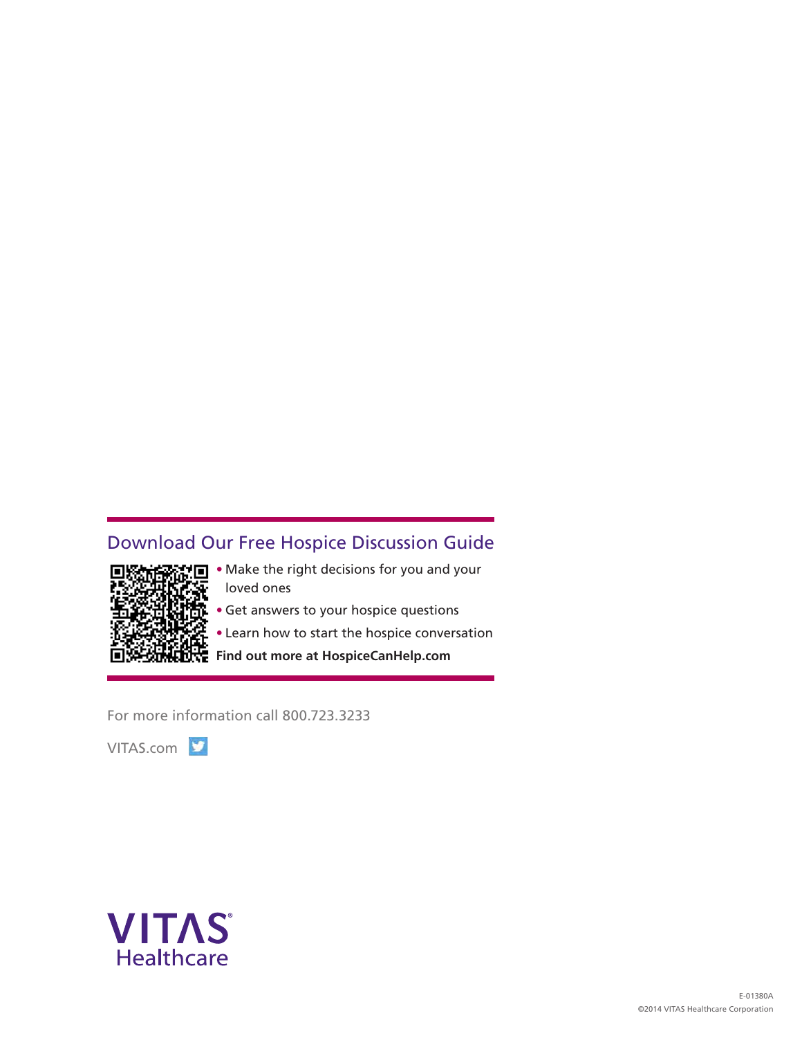## Download Our Free Hospice Discussion Guide

- Make the right decisions for you and your loved ones
- Get answers to your hospice questions
- Learn how to start the hospice conversation

**Find out more at HospiceCanHelp.com**

For more information call 800.723.3233

VITAS.com

VITAS® Healthcare

E-01380A
©2014 VITAS Healthcare Corporation